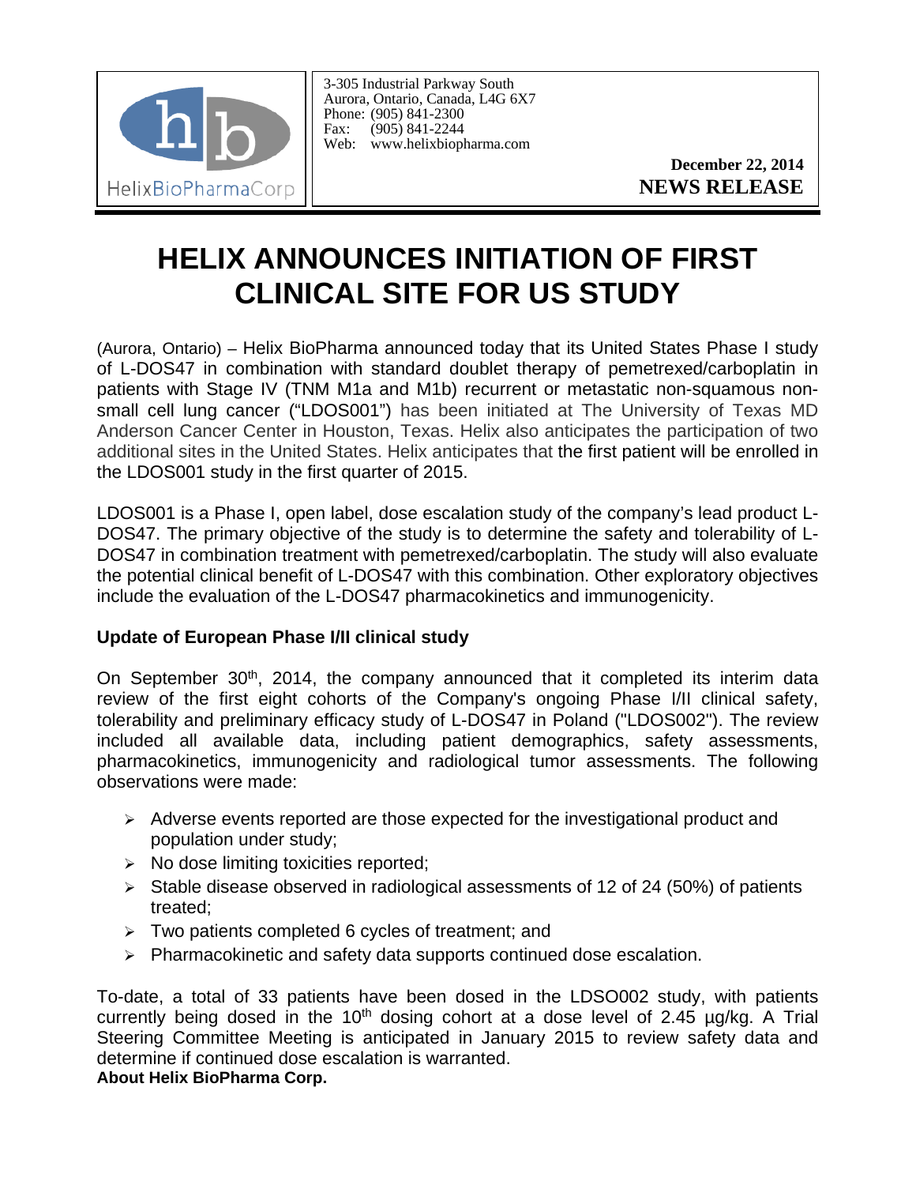HelixBioPharmaCorp

3-305 Industrial Parkway South
Aurora, Ontario, Canada, L4G 6X7
Phone: (905) 841-2300
Fax: (905) 841-2244
Web: www.helixbiopharma.com

**December 22, 2014**
**NEWS RELEASE**

# HELIX ANNOUNCES INITIATION OF FIRST CLINICAL SITE FOR US STUDY

(Aurora, Ontario) – Helix BioPharma announced today that its United States Phase I study of L-DOS47 in combination with standard doublet therapy of pemetrexed/carboplatin in patients with Stage IV (TNM M1a and M1b) recurrent or metastatic non-squamous non-small cell lung cancer ("LDOS001") has been initiated at The University of Texas MD Anderson Cancer Center in Houston, Texas. Helix also anticipates the participation of two additional sites in the United States. Helix anticipates that the first patient will be enrolled in the LDOS001 study in the first quarter of 2015.

LDOS001 is a Phase I, open label, dose escalation study of the company's lead product L-DOS47. The primary objective of the study is to determine the safety and tolerability of L-DOS47 in combination treatment with pemetrexed/carboplatin. The study will also evaluate the potential clinical benefit of L-DOS47 with this combination. Other exploratory objectives include the evaluation of the L-DOS47 pharmacokinetics and immunogenicity.

**Update of European Phase I/II clinical study**

On September 30th, 2014, the company announced that it completed its interim data review of the first eight cohorts of the Company's ongoing Phase I/II clinical safety, tolerability and preliminary efficacy study of L-DOS47 in Poland ("LDOS002"). The review included all available data, including patient demographics, safety assessments, pharmacokinetics, immunogenicity and radiological tumor assessments. The following observations were made:

- Adverse events reported are those expected for the investigational product and population under study;
- No dose limiting toxicities reported;
- Stable disease observed in radiological assessments of 12 of 24 (50%) of patients treated;
- Two patients completed 6 cycles of treatment; and
- Pharmacokinetic and safety data supports continued dose escalation.

To-date, a total of 33 patients have been dosed in the LDSO002 study, with patients currently being dosed in the 10th dosing cohort at a dose level of 2.45 µg/kg. A Trial Steering Committee Meeting is anticipated in January 2015 to review safety data and determine if continued dose escalation is warranted.

**About Helix BioPharma Corp.**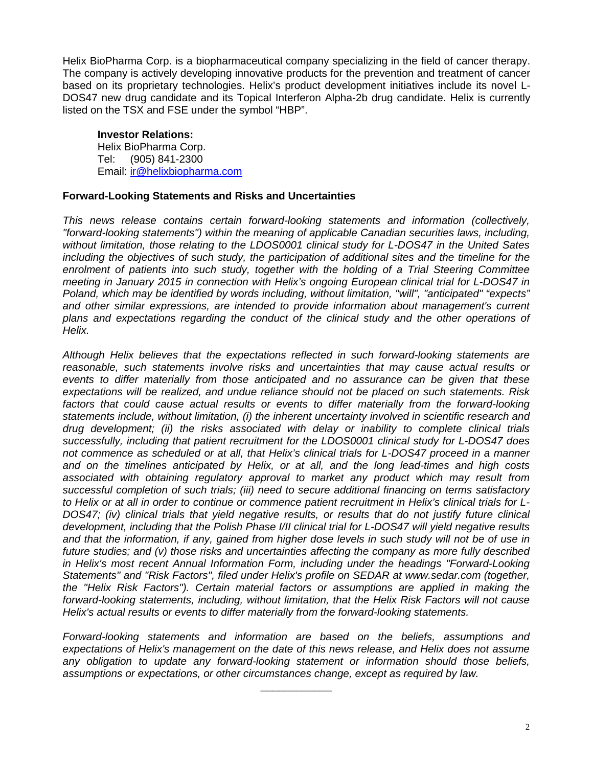Helix BioPharma Corp. is a biopharmaceutical company specializing in the field of cancer therapy. The company is actively developing innovative products for the prevention and treatment of cancer based on its proprietary technologies. Helix's product development initiatives include its novel L-DOS47 new drug candidate and its Topical Interferon Alpha-2b drug candidate. Helix is currently listed on the TSX and FSE under the symbol "HBP".

**Investor Relations:**
Helix BioPharma Corp.
Tel: (905) 841-2300
Email: ir@helixbiopharma.com

**Forward-Looking Statements and Risks and Uncertainties**

*This news release contains certain forward-looking statements and information (collectively, "forward-looking statements") within the meaning of applicable Canadian securities laws, including, without limitation, those relating to the LDOS0001 clinical study for L-DOS47 in the United Sates including the objectives of such study, the participation of additional sites and the timeline for the enrolment of patients into such study, together with the holding of a Trial Steering Committee meeting in January 2015 in connection with Helix's ongoing European clinical trial for L-DOS47 in Poland, which may be identified by words including, without limitation, "will", "anticipated" "expects" and other similar expressions, are intended to provide information about management's current plans and expectations regarding the conduct of the clinical study and the other operations of Helix.*

*Although Helix believes that the expectations reflected in such forward-looking statements are reasonable, such statements involve risks and uncertainties that may cause actual results or events to differ materially from those anticipated and no assurance can be given that these expectations will be realized, and undue reliance should not be placed on such statements. Risk factors that could cause actual results or events to differ materially from the forward-looking statements include, without limitation, (i) the inherent uncertainty involved in scientific research and drug development; (ii) the risks associated with delay or inability to complete clinical trials successfully, including that patient recruitment for the LDOS0001 clinical study for L-DOS47 does not commence as scheduled or at all, that Helix's clinical trials for L-DOS47 proceed in a manner and on the timelines anticipated by Helix, or at all, and the long lead-times and high costs associated with obtaining regulatory approval to market any product which may result from successful completion of such trials; (iii) need to secure additional financing on terms satisfactory to Helix or at all in order to continue or commence patient recruitment in Helix's clinical trials for L-DOS47; (iv) clinical trials that yield negative results, or results that do not justify future clinical development, including that the Polish Phase I/II clinical trial for L-DOS47 will yield negative results and that the information, if any, gained from higher dose levels in such study will not be of use in future studies; and (v) those risks and uncertainties affecting the company as more fully described in Helix's most recent Annual Information Form, including under the headings "Forward-Looking Statements" and "Risk Factors", filed under Helix's profile on SEDAR at www.sedar.com (together, the "Helix Risk Factors"). Certain material factors or assumptions are applied in making the forward-looking statements, including, without limitation, that the Helix Risk Factors will not cause Helix's actual results or events to differ materially from the forward-looking statements.*

*Forward-looking statements and information are based on the beliefs, assumptions and expectations of Helix's management on the date of this news release, and Helix does not assume any obligation to update any forward-looking statement or information should those beliefs, assumptions or expectations, or other circumstances change, except as required by law.*

___________